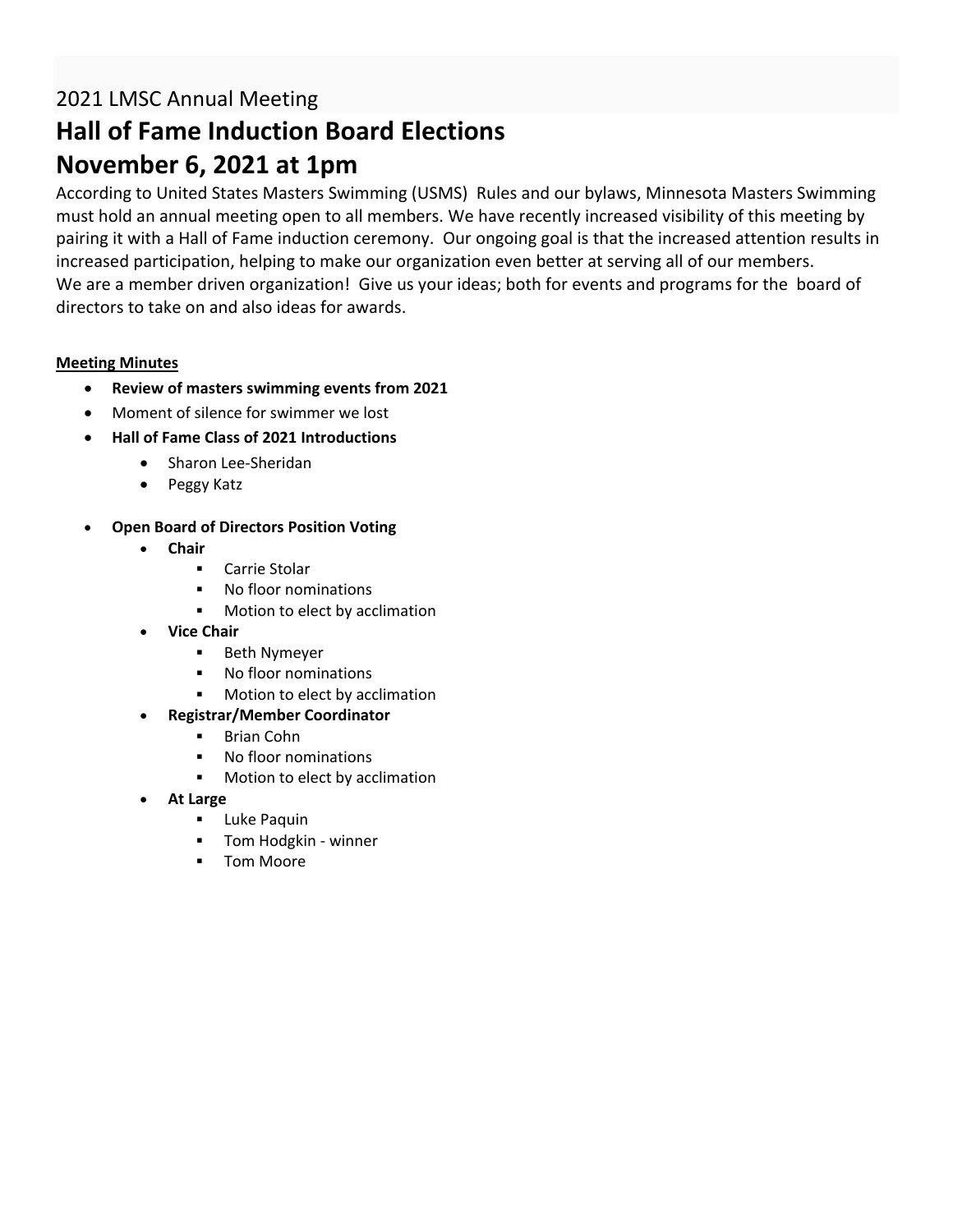2021 LMSC Annual Meeting

# Hall of Fame Induction Board Elections
# November 6, 2021 at 1pm

According to United States Masters Swimming (USMS) Rules and our bylaws, Minnesota Masters Swimming must hold an annual meeting open to all members. We have recently increased visibility of this meeting by pairing it with a Hall of Fame induction ceremony. Our ongoing goal is that the increased attention results in increased participation, helping to make our organization even better at serving all of our members.
We are a member driven organization! Give us your ideas; both for events and programs for the board of directors to take on and also ideas for awards.

**Meeting Minutes**

- **Review of masters swimming events from 2021**
- Moment of silence for swimmer we lost
- **Hall of Fame Class of 2021 Introductions**
    - Sharon Lee-Sheridan
    - Peggy Katz
- **Open Board of Directors Position Voting**
    - **Chair**
        - Carrie Stolar
        - No floor nominations
        - Motion to elect by acclimation
    - **Vice Chair**
        - Beth Nymeyer
        - No floor nominations
        - Motion to elect by acclimation
    - **Registrar/Member Coordinator**
        - Brian Cohn
        - No floor nominations
        - Motion to elect by acclimation
    - **At Large**
        - Luke Paquin
        - Tom Hodgkin - winner
        - Tom Moore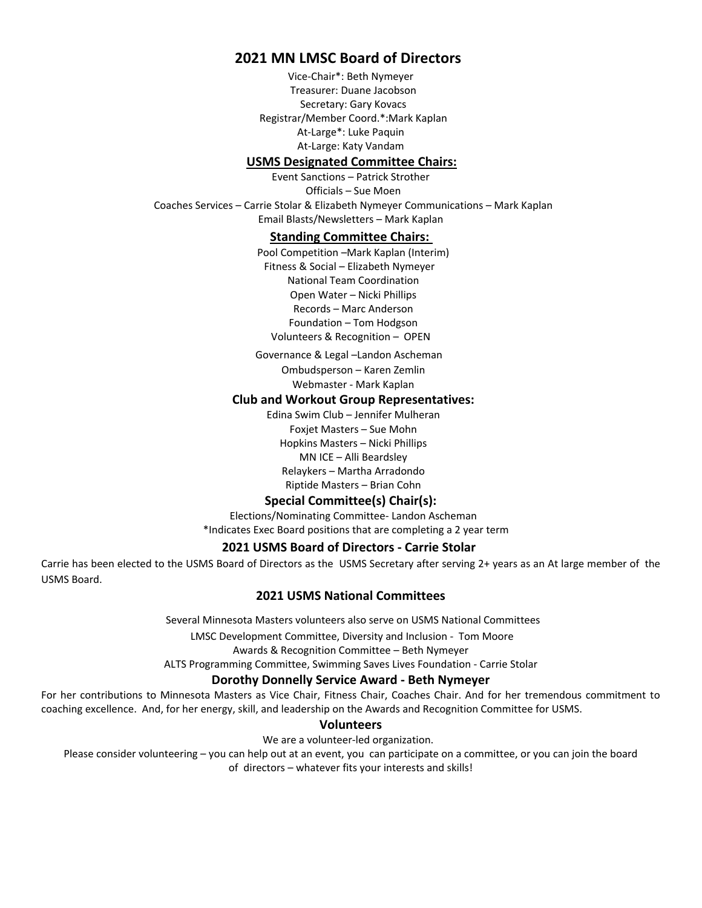## 2021 MN LMSC Board of Directors

Vice-Chair*: Beth Nymeyer
Treasurer: Duane Jacobson
Secretary: Gary Kovacs
Registrar/Member Coord.*:Mark Kaplan
At-Large*: Luke Paquin
At-Large: Katy Vandam

### USMS Designated Committee Chairs:

Event Sanctions – Patrick Strother
Officials – Sue Moen
Coaches Services – Carrie Stolar & Elizabeth Nymeyer Communications – Mark Kaplan
Email Blasts/Newsletters – Mark Kaplan

### Standing Committee Chairs:

Pool Competition –Mark Kaplan (Interim)
Fitness & Social – Elizabeth Nymeyer
National Team Coordination
Open Water – Nicki Phillips
Records – Marc Anderson
Foundation – Tom Hodgson
Volunteers & Recognition – OPEN
Governance & Legal –Landon Ascheman
Ombudsperson – Karen Zemlin
Webmaster - Mark Kaplan

### Club and Workout Group Representatives:

Edina Swim Club – Jennifer Mulheran
Foxjet Masters – Sue Mohn
Hopkins Masters – Nicki Phillips
MN ICE – Alli Beardsley
Relaykers – Martha Arradondo
Riptide Masters – Brian Cohn

### Special Committee(s) Chair(s):

Elections/Nominating Committee- Landon Ascheman
*Indicates Exec Board positions that are completing a 2 year term

### 2021 USMS Board of Directors - Carrie Stolar

Carrie has been elected to the USMS Board of Directors as the USMS Secretary after serving 2+ years as an At large member of the USMS Board.

### 2021 USMS National Committees

Several Minnesota Masters volunteers also serve on USMS National Committees

LMSC Development Committee, Diversity and Inclusion - Tom Moore
Awards & Recognition Committee – Beth Nymeyer
ALTS Programming Committee, Swimming Saves Lives Foundation - Carrie Stolar

### Dorothy Donnelly Service Award - Beth Nymeyer

For her contributions to Minnesota Masters as Vice Chair, Fitness Chair, Coaches Chair. And for her tremendous commitment to coaching excellence. And, for her energy, skill, and leadership on the Awards and Recognition Committee for USMS.

### Volunteers

We are a volunteer-led organization.

Please consider volunteering – you can help out at an event, you can participate on a committee, or you can join the board of directors – whatever fits your interests and skills!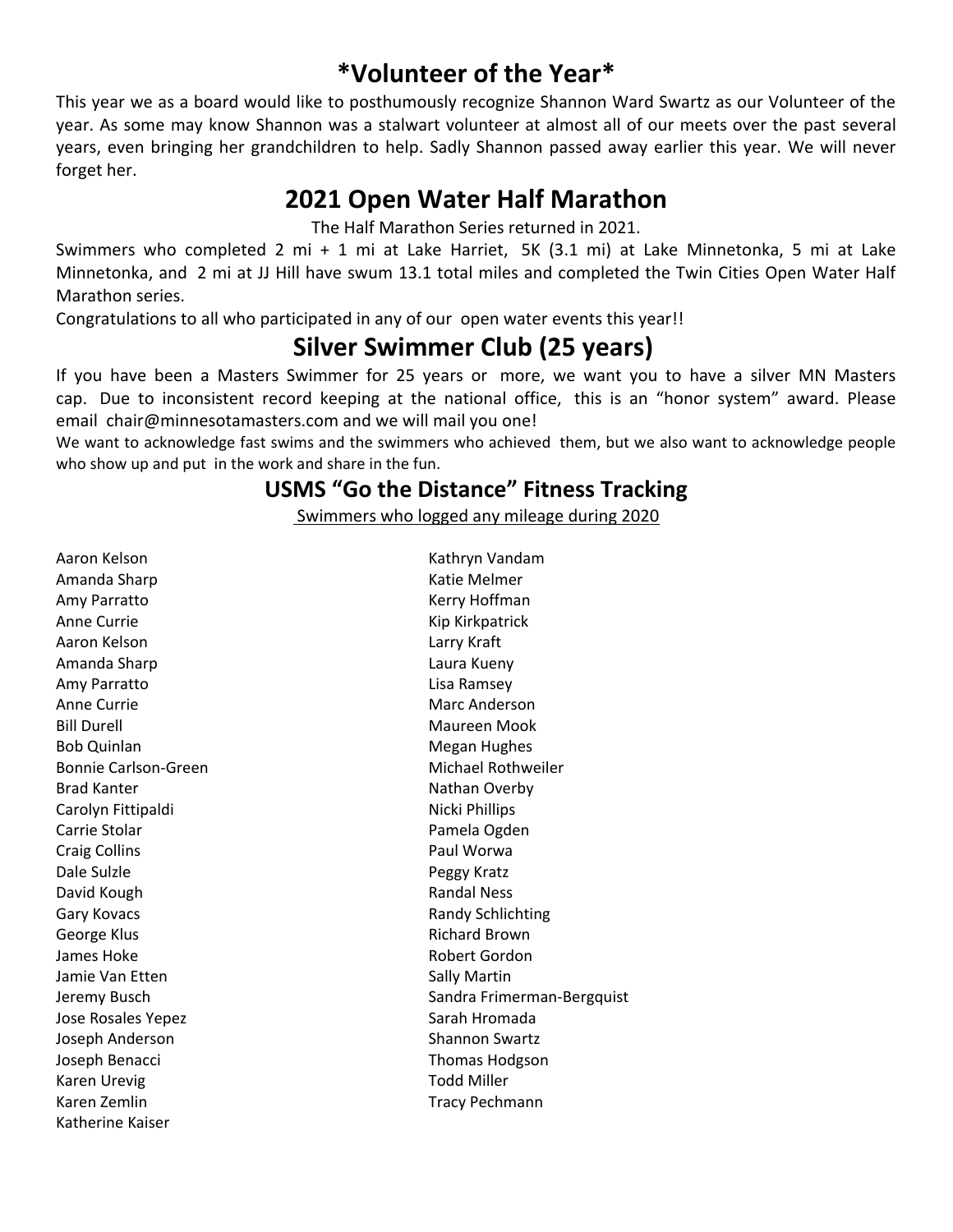# *Volunteer of the Year*

This year we as a board would like to posthumously recognize Shannon Ward Swartz as our Volunteer of the year. As some may know Shannon was a stalwart volunteer at almost all of our meets over the past several years, even bringing her grandchildren to help. Sadly Shannon passed away earlier this year. We will never forget her.

# 2021 Open Water Half Marathon

The Half Marathon Series returned in 2021.

Swimmers who completed 2 mi + 1 mi at Lake Harriet, 5K (3.1 mi) at Lake Minnetonka, 5 mi at Lake Minnetonka, and 2 mi at JJ Hill have swum 13.1 total miles and completed the Twin Cities Open Water Half Marathon series.

Congratulations to all who participated in any of our open water events this year!!

# Silver Swimmer Club (25 years)

If you have been a Masters Swimmer for 25 years or more, we want you to have a silver MN Masters cap. Due to inconsistent record keeping at the national office, this is an "honor system" award. Please email chair@minnesotamasters.com and we will mail you one!

We want to acknowledge fast swims and the swimmers who achieved them, but we also want to acknowledge people who show up and put in the work and share in the fun.

## USMS "Go the Distance" Fitness Tracking

Swimmers who logged any mileage during 2020

Aaron Kelson
Amanda Sharp
Amy Parratto
Anne Currie
Aaron Kelson
Amanda Sharp
Amy Parratto
Anne Currie
Bill Durell
Bob Quinlan
Bonnie Carlson-Green
Brad Kanter
Carolyn Fittipaldi
Carrie Stolar
Craig Collins
Dale Sulzle
David Kough
Gary Kovacs
George Klus
James Hoke
Jamie Van Etten
Jeremy Busch
Jose Rosales Yepez
Joseph Anderson
Joseph Benacci
Karen Urevig
Karen Zemlin
Katherine Kaiser
Kathryn Vandam
Katie Melmer
Kerry Hoffman
Kip Kirkpatrick
Larry Kraft
Laura Kueny
Lisa Ramsey
Marc Anderson
Maureen Mook
Megan Hughes
Michael Rothweiler
Nathan Overby
Nicki Phillips
Pamela Ogden
Paul Worwa
Peggy Kratz
Randal Ness
Randy Schlichting
Richard Brown
Robert Gordon
Sally Martin
Sandra Frimerman-Bergquist
Sarah Hromada
Shannon Swartz
Thomas Hodgson
Todd Miller
Tracy Pechmann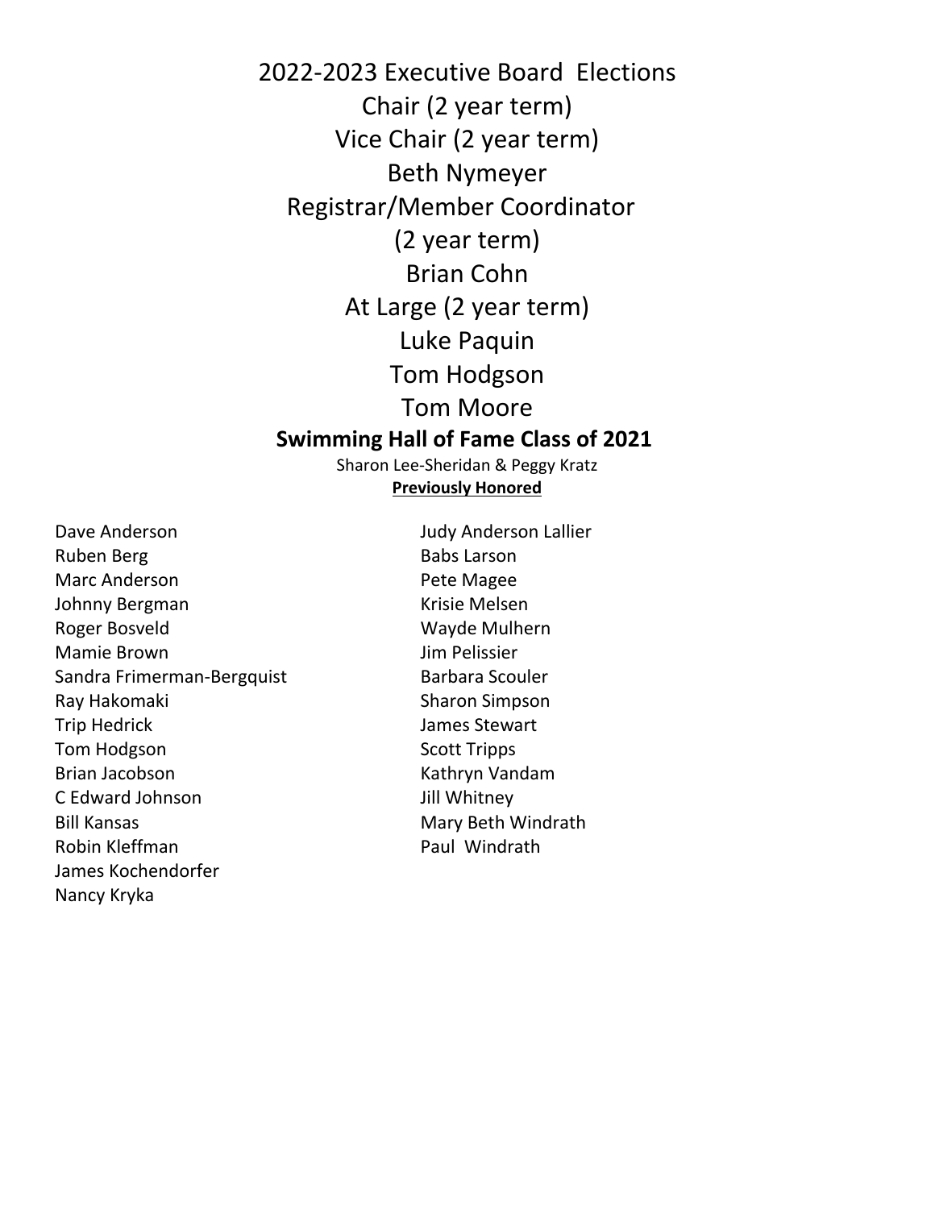# 2022-2023 Executive Board Elections

Chair (2 year term)

Vice Chair (2 year term)

Beth Nymeyer

Registrar/Member Coordinator

(2 year term)

Brian Cohn

At Large (2 year term)

Luke Paquin

Tom Hodgson

Tom Moore

## Swimming Hall of Fame Class of 2021

Sharon Lee-Sheridan & Peggy Kratz

**Previously Honored**

Dave Anderson
Ruben Berg
Marc Anderson
Johnny Bergman
Roger Bosveld
Mamie Brown
Sandra Frimerman-Bergquist
Ray Hakomaki
Trip Hedrick
Tom Hodgson
Brian Jacobson
C Edward Johnson
Bill Kansas
Robin Kleffman
James Kochendorfer
Nancy Kryka
Judy Anderson Lallier
Babs Larson
Pete Magee
Krisie Melsen
Wayde Mulhern
Jim Pelissier
Barbara Scouler
Sharon Simpson
James Stewart
Scott Tripps
Kathryn Vandam
Jill Whitney
Mary Beth Windrath
Paul Windrath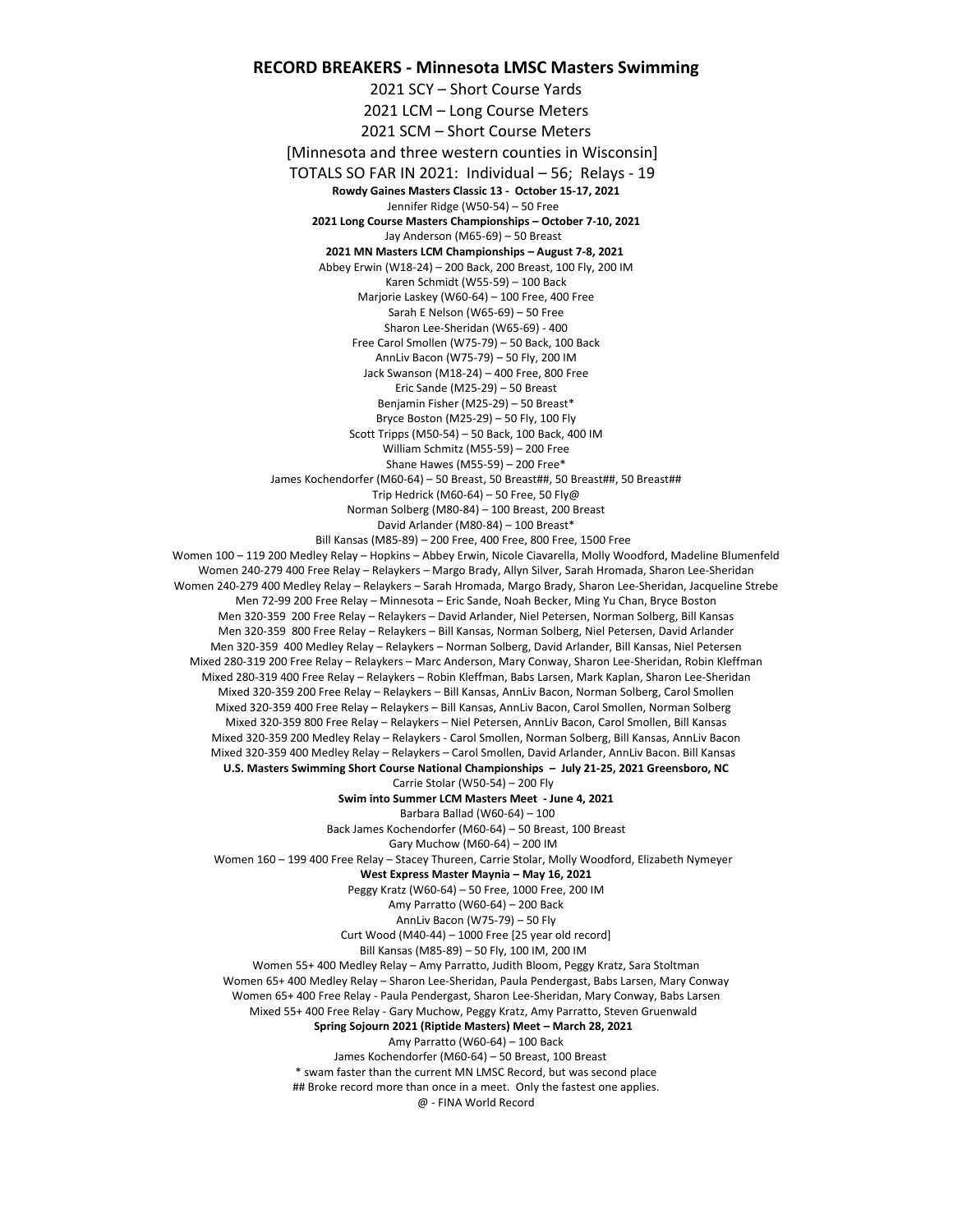# RECORD BREAKERS - Minnesota LMSC Masters Swimming

2021 SCY – Short Course Yards

2021 LCM – Long Course Meters

2021 SCM – Short Course Meters

[Minnesota and three western counties in Wisconsin]

TOTALS SO FAR IN 2021: Individual – 56; Relays - 19

**Rowdy Gaines Masters Classic 13 - October 15-17, 2021**

Jennifer Ridge (W50-54) – 50 Free

**2021 Long Course Masters Championships – October 7-10, 2021**

Jay Anderson (M65-69) – 50 Breast

**2021 MN Masters LCM Championships – August 7-8, 2021**

Abbey Erwin (W18-24) – 200 Back, 200 Breast, 100 Fly, 200 IM

Karen Schmidt (W55-59) – 100 Back

Marjorie Laskey (W60-64) – 100 Free, 400 Free

Sarah E Nelson (W65-69) – 50 Free

Sharon Lee-Sheridan (W65-69) - 400

Free Carol Smollen (W75-79) – 50 Back, 100 Back

AnnLiv Bacon (W75-79) – 50 Fly, 200 IM

Jack Swanson (M18-24) – 400 Free, 800 Free

Eric Sande (M25-29) – 50 Breast

Benjamin Fisher (M25-29) – 50 Breast*

Bryce Boston (M25-29) – 50 Fly, 100 Fly

Scott Tripps (M50-54) – 50 Back, 100 Back, 400 IM

William Schmitz (M55-59) – 200 Free

Shane Hawes (M55-59) – 200 Free*

James Kochendorfer (M60-64) – 50 Breast, 50 Breast##, 50 Breast##, 50 Breast##

Trip Hedrick (M60-64) – 50 Free, 50 Fly@

Norman Solberg (M80-84) – 100 Breast, 200 Breast

David Arlander (M80-84) – 100 Breast*

Bill Kansas (M85-89) – 200 Free, 400 Free, 800 Free, 1500 Free

Women 100 – 119 200 Medley Relay – Hopkins – Abbey Erwin, Nicole Ciavarella, Molly Woodford, Madeline Blumenfeld

Women 240-279 400 Free Relay – Relaykers – Margo Brady, Allyn Silver, Sarah Hromada, Sharon Lee-Sheridan

Women 240-279 400 Medley Relay – Relaykers – Sarah Hromada, Margo Brady, Sharon Lee-Sheridan, Jacqueline Strebe

Men 72-99 200 Free Relay – Minnesota – Eric Sande, Noah Becker, Ming Yu Chan, Bryce Boston

Men 320-359 200 Free Relay – Relaykers – David Arlander, Niel Petersen, Norman Solberg, Bill Kansas

Men 320-359 800 Free Relay – Relaykers – Bill Kansas, Norman Solberg, Niel Petersen, David Arlander

Men 320-359 400 Medley Relay – Relaykers – Norman Solberg, David Arlander, Bill Kansas, Niel Petersen

Mixed 280-319 200 Free Relay – Relaykers – Marc Anderson, Mary Conway, Sharon Lee-Sheridan, Robin Kleffman

Mixed 280-319 400 Free Relay – Relaykers – Robin Kleffman, Babs Larsen, Mark Kaplan, Sharon Lee-Sheridan

Mixed 320-359 200 Free Relay – Relaykers – Bill Kansas, AnnLiv Bacon, Norman Solberg, Carol Smollen

Mixed 320-359 400 Free Relay – Relaykers – Bill Kansas, AnnLiv Bacon, Carol Smollen, Norman Solberg

Mixed 320-359 800 Free Relay – Relaykers – Niel Petersen, AnnLiv Bacon, Carol Smollen, Bill Kansas

Mixed 320-359 200 Medley Relay – Relaykers - Carol Smollen, Norman Solberg, Bill Kansas, AnnLiv Bacon

Mixed 320-359 400 Medley Relay – Relaykers – Carol Smollen, David Arlander, AnnLiv Bacon. Bill Kansas

**U.S. Masters Swimming Short Course National Championships – July 21-25, 2021 Greensboro, NC**

Carrie Stolar (W50-54) – 200 Fly

**Swim into Summer LCM Masters Meet - June 4, 2021**

Barbara Ballad (W60-64) – 100

Back James Kochendorfer (M60-64) – 50 Breast, 100 Breast

Gary Muchow (M60-64) – 200 IM

Women 160 – 199 400 Free Relay – Stacey Thureen, Carrie Stolar, Molly Woodford, Elizabeth Nymeyer

**West Express Master Maynia – May 16, 2021**

Peggy Kratz (W60-64) – 50 Free, 1000 Free, 200 IM

Amy Parratto (W60-64) – 200 Back

AnnLiv Bacon (W75-79) – 50 Fly

Curt Wood (M40-44) – 1000 Free [25 year old record]

Bill Kansas (M85-89) – 50 Fly, 100 IM, 200 IM

Women 55+ 400 Medley Relay – Amy Parratto, Judith Bloom, Peggy Kratz, Sara Stoltman

Women 65+ 400 Medley Relay – Sharon Lee-Sheridan, Paula Pendergast, Babs Larsen, Mary Conway

Women 65+ 400 Free Relay - Paula Pendergast, Sharon Lee-Sheridan, Mary Conway, Babs Larsen

Mixed 55+ 400 Free Relay - Gary Muchow, Peggy Kratz, Amy Parratto, Steven Gruenwald

**Spring Sojourn 2021 (Riptide Masters) Meet – March 28, 2021**

Amy Parratto (W60-64) – 100 Back

James Kochendorfer (M60-64) – 50 Breast, 100 Breast

* swam faster than the current MN LMSC Record, but was second place

## Broke record more than once in a meet. Only the fastest one applies.

@ - FINA World Record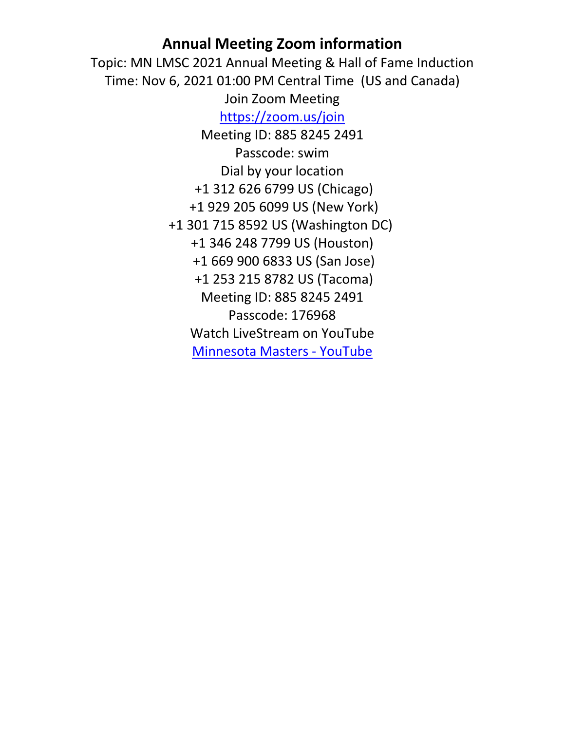# Annual Meeting Zoom information

Topic: MN LMSC 2021 Annual Meeting & Hall of Fame Induction

Time: Nov 6, 2021 01:00 PM Central Time (US and Canada)

Join Zoom Meeting

[https://zoom.us/join](https://zoom.us/join)

Meeting ID: 885 8245 2491

Passcode: swim

Dial by your location

+1 312 626 6799 US (Chicago)

+1 929 205 6099 US (New York)

+1 301 715 8592 US (Washington DC)

+1 346 248 7799 US (Houston)

+1 669 900 6833 US (San Jose)

+1 253 215 8782 US (Tacoma)

Meeting ID: 885 8245 2491

Passcode: 176968

Watch LiveStream on YouTube

Minnesota Masters - YouTube